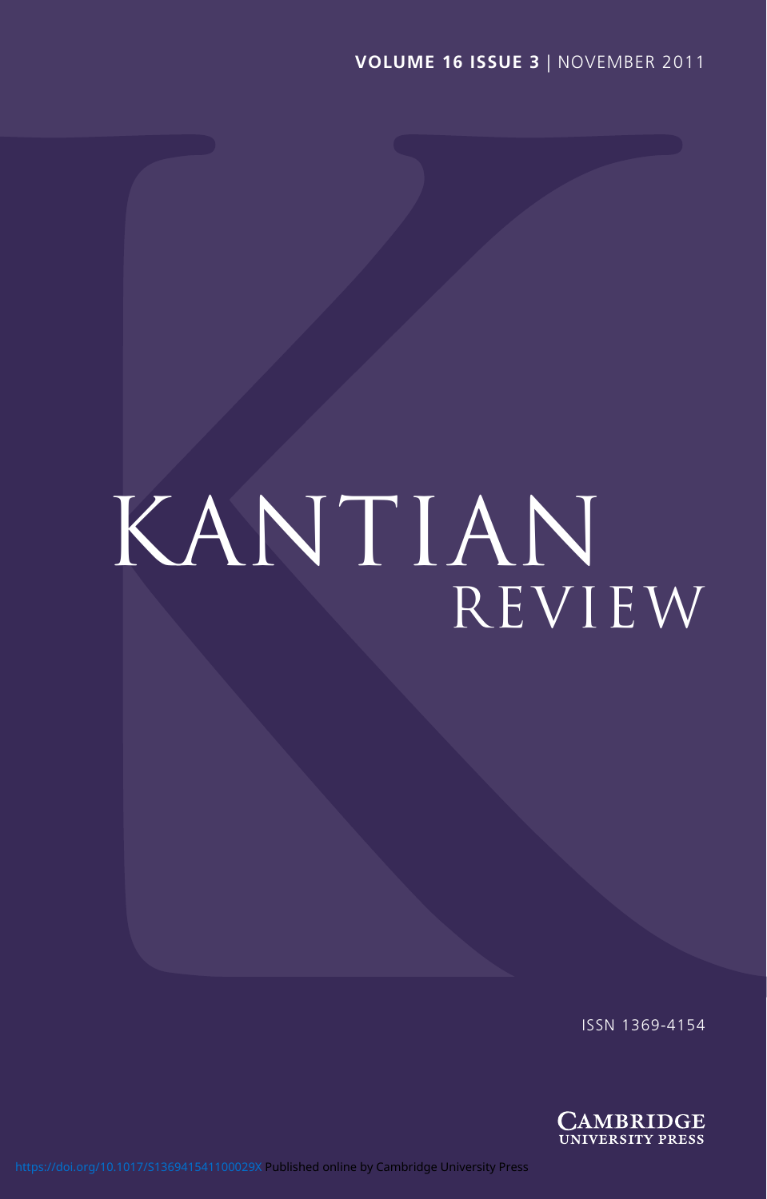**VOLUME 16 ISSUE 3** | NOVEMBER 2011

# KANTIAN REVIEW

ISSN 1369-4154

CAMBRIDGE UNIVERSITY PRESS

https://doi.org/10.1017/S136941541100029X Published online by Cambridge University Press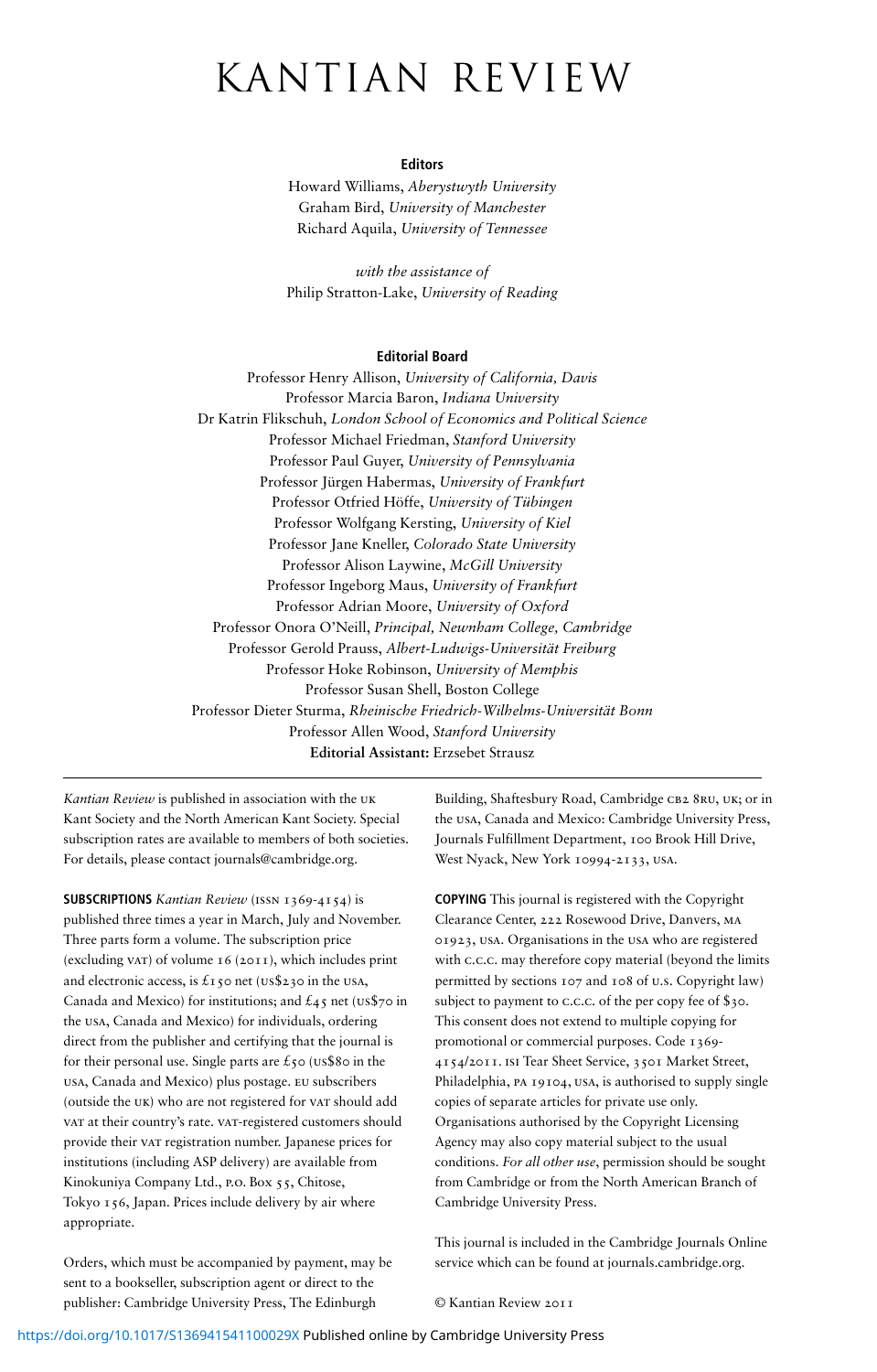# KANTIAN REVIEW

**Editors**

Howard Williams, *Aberystwyth University*
Graham Bird, *University of Manchester*
Richard Aquila, *University of Tennessee*

*with the assistance of*
Philip Stratton-Lake, *University of Reading*

**Editorial Board**

Professor Henry Allison, *University of California, Davis*
Professor Marcia Baron, *Indiana University*
Dr Katrin Flikschuh, *London School of Economics and Political Science*
Professor Michael Friedman, *Stanford University*
Professor Paul Guyer, *University of Pennsylvania*
Professor Jürgen Habermas, *University of Frankfurt*
Professor Otfried Höffe, *University of Tübingen*
Professor Wolfgang Kersting, *University of Kiel*
Professor Jane Kneller, *Colorado State University*
Professor Alison Laywine, *McGill University*
Professor Ingeborg Maus, *University of Frankfurt*
Professor Adrian Moore, *University of Oxford*
Professor Onora O'Neill, *Principal, Newnham College, Cambridge*
Professor Gerold Prauss, *Albert-Ludwigs-Universität Freiburg*
Professor Hoke Robinson, *University of Memphis*
Professor Susan Shell, Boston College
Professor Dieter Sturma, *Rheinische Friedrich-Wilhelms-Universität Bonn*
Professor Allen Wood, *Stanford University*
**Editorial Assistant:** Erzsebet Strausz

---

*Kantian Review* is published in association with the UK Kant Society and the North American Kant Society. Special subscription rates are available to members of both societies. For details, please contact journals@cambridge.org.

**SUBSCRIPTIONS** *Kantian Review* (ISSN 1369-4154) is published three times a year in March, July and November. Three parts form a volume. The subscription price (excluding VAT) of volume 16 (2011), which includes print and electronic access, is £150 net (US$230 in the USA, Canada and Mexico) for institutions; and £45 net (US$70 in the USA, Canada and Mexico) for individuals, ordering direct from the publisher and certifying that the journal is for their personal use. Single parts are £50 (US$80 in the USA, Canada and Mexico) plus postage. EU subscribers (outside the UK) who are not registered for VAT should add VAT at their country's rate. VAT-registered customers should provide their VAT registration number. Japanese prices for institutions (including ASP delivery) are available from Kinokuniya Company Ltd., P.O. Box 55, Chitose, Tokyo 156, Japan. Prices include delivery by air where appropriate.

Orders, which must be accompanied by payment, may be sent to a bookseller, subscription agent or direct to the publisher: Cambridge University Press, The Edinburgh Building, Shaftesbury Road, Cambridge CB2 8RU, UK; or in the USA, Canada and Mexico: Cambridge University Press, Journals Fulfillment Department, 100 Brook Hill Drive, West Nyack, New York 10994-2133, USA.

**COPYING** This journal is registered with the Copyright Clearance Center, 222 Rosewood Drive, Danvers, MA 01923, USA. Organisations in the USA who are registered with C.C.C. may therefore copy material (beyond the limits permitted by sections 107 and 108 of U.S. Copyright law) subject to payment to C.C.C. of the per copy fee of $30. This consent does not extend to multiple copying for promotional or commercial purposes. Code 1369-4154/2011. ISI Tear Sheet Service, 3501 Market Street, Philadelphia, PA 19104, USA, is authorised to supply single copies of separate articles for private use only. Organisations authorised by the Copyright Licensing Agency may also copy material subject to the usual conditions. *For all other use*, permission should be sought from Cambridge or from the North American Branch of Cambridge University Press.

This journal is included in the Cambridge Journals Online service which can be found at journals.cambridge.org.

© Kantian Review 2011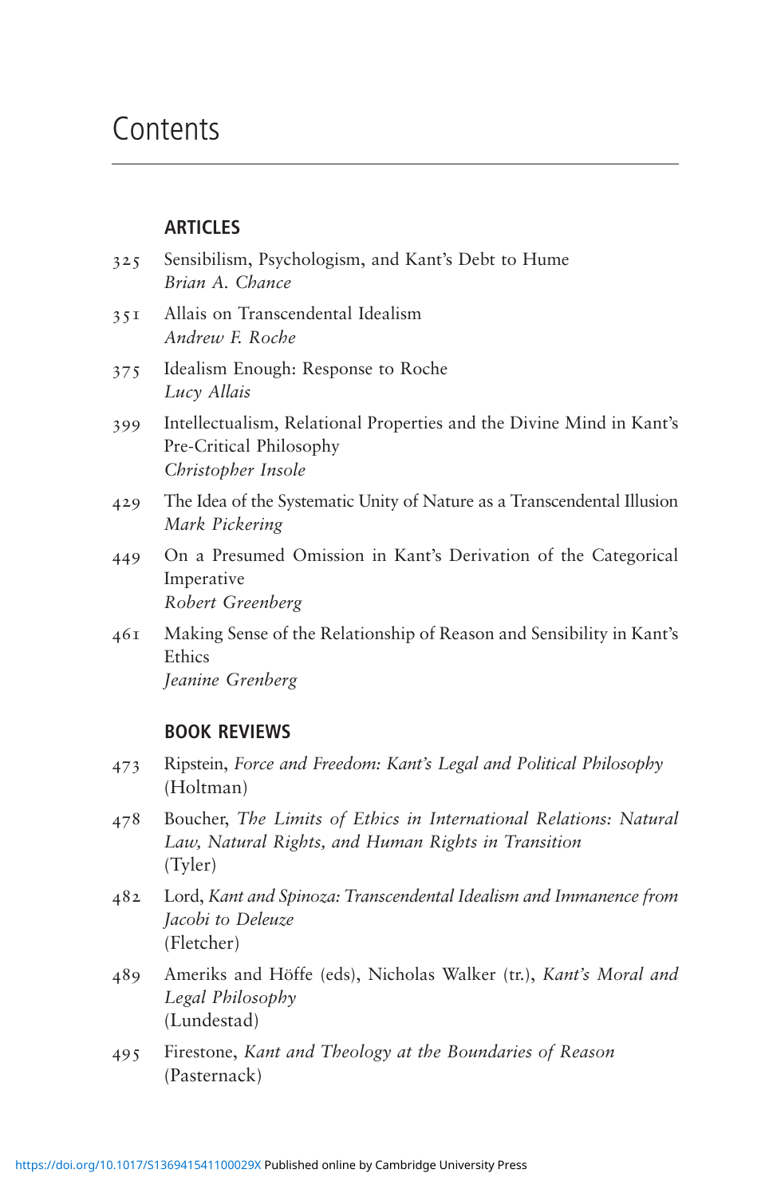# Contents

## ARTICLES

325 Sensibilism, Psychologism, and Kant's Debt to Hume
*Brian A. Chance*

351 Allais on Transcendental Idealism
*Andrew F. Roche*

375 Idealism Enough: Response to Roche
*Lucy Allais*

399 Intellectualism, Relational Properties and the Divine Mind in Kant's Pre-Critical Philosophy
*Christopher Insole*

429 The Idea of the Systematic Unity of Nature as a Transcendental Illusion
*Mark Pickering*

449 On a Presumed Omission in Kant's Derivation of the Categorical Imperative
*Robert Greenberg*

461 Making Sense of the Relationship of Reason and Sensibility in Kant's Ethics
*Jeanine Grenberg*

## BOOK REVIEWS

473 Ripstein, *Force and Freedom: Kant's Legal and Political Philosophy* (Holtman)

478 Boucher, *The Limits of Ethics in International Relations: Natural Law, Natural Rights, and Human Rights in Transition* (Tyler)

482 Lord, *Kant and Spinoza: Transcendental Idealism and Immanence from Jacobi to Deleuze* (Fletcher)

489 Ameriks and Höffe (eds), Nicholas Walker (tr.), *Kant's Moral and Legal Philosophy* (Lundestad)

495 Firestone, *Kant and Theology at the Boundaries of Reason* (Pasternack)

https://doi.org/10.1017/S136941541100029X Published online by Cambridge University Press